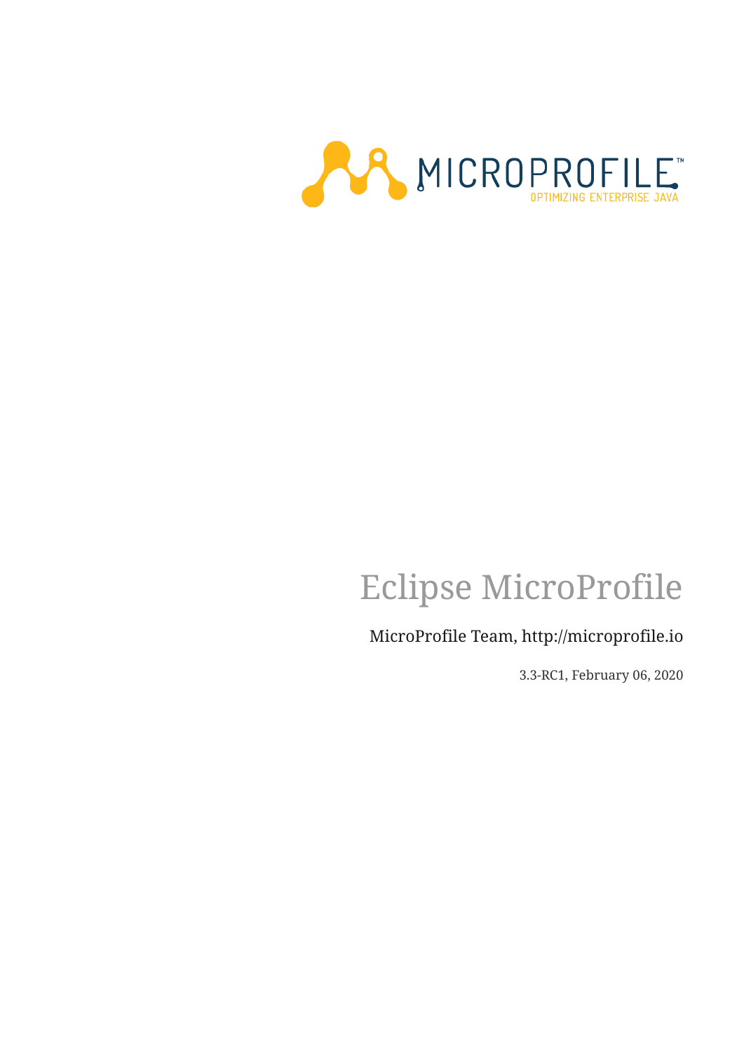# Eclipse MicroProfile

MicroProfile Team, http://microprofile.io

3.3-RC1, February 06, 2020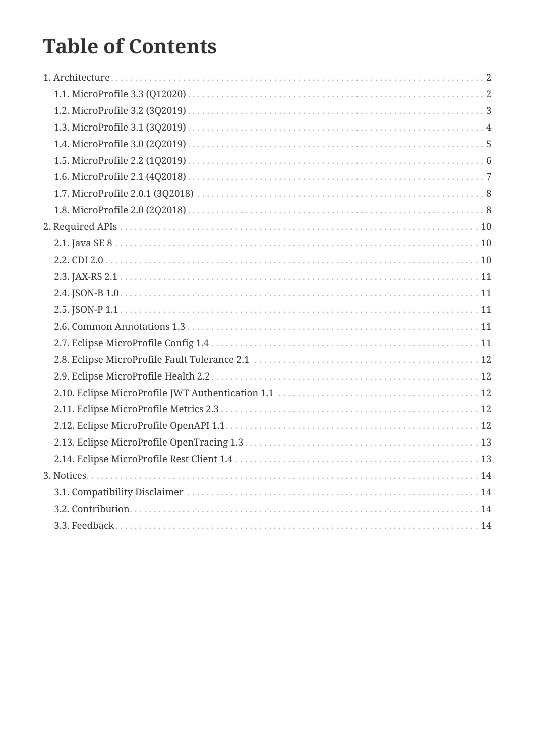# Table of Contents

- 1. Architecture . . . 2
  - 1.1. MicroProfile 3.3 (Q12020) . . . 2
  - 1.2. MicroProfile 3.2 (3Q2019) . . . 3
  - 1.3. MicroProfile 3.1 (3Q2019) . . . 4
  - 1.4. MicroProfile 3.0 (2Q2019) . . . 5
  - 1.5. MicroProfile 2.2 (1Q2019) . . . 6
  - 1.6. MicroProfile 2.1 (4Q2018) . . . 7
  - 1.7. MicroProfile 2.0.1 (3Q2018) . . . 8
  - 1.8. MicroProfile 2.0 (2Q2018) . . . 8
- 2. Required APIs . . . 10
  - 2.1. Java SE 8 . . . 10
  - 2.2. CDI 2.0 . . . 10
  - 2.3. JAX-RS 2.1 . . . 11
  - 2.4. JSON-B 1.0 . . . 11
  - 2.5. JSON-P 1.1 . . . 11
  - 2.6. Common Annotations 1.3 . . . 11
  - 2.7. Eclipse MicroProfile Config 1.4 . . . 11
  - 2.8. Eclipse MicroProfile Fault Tolerance 2.1 . . . 12
  - 2.9. Eclipse MicroProfile Health 2.2 . . . 12
  - 2.10. Eclipse MicroProfile JWT Authentication 1.1 . . . 12
  - 2.11. Eclipse MicroProfile Metrics 2.3 . . . 12
  - 2.12. Eclipse MicroProfile OpenAPI 1.1 . . . 12
  - 2.13. Eclipse MicroProfile OpenTracing 1.3 . . . 13
  - 2.14. Eclipse MicroProfile Rest Client 1.4 . . . 13
- 3. Notices . . . 14
  - 3.1. Compatibility Disclaimer . . . 14
  - 3.2. Contribution . . . 14
  - 3.3. Feedback . . . 14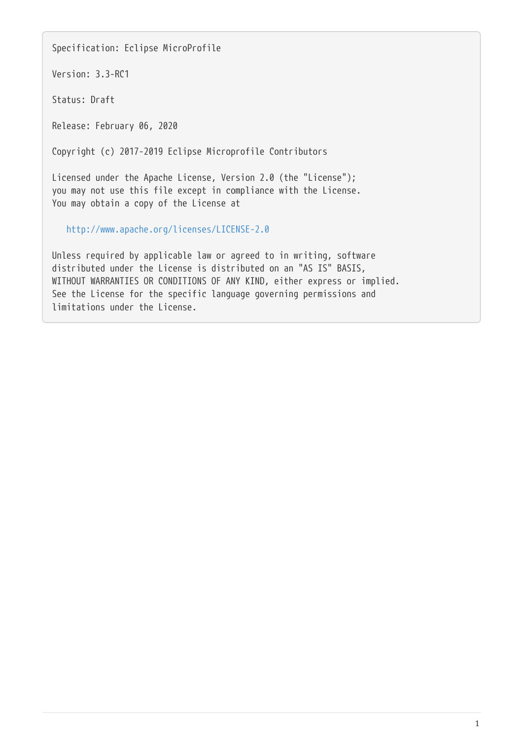```
Specification: Eclipse MicroProfile

Version: 3.3-RC1

Status: Draft

Release: February 06, 2020

Copyright (c) 2017-2019 Eclipse Microprofile Contributors

Licensed under the Apache License, Version 2.0 (the "License");
you may not use this file except in compliance with the License.
You may obtain a copy of the License at

    http://www.apache.org/licenses/LICENSE-2.0

Unless required by applicable law or agreed to in writing, software
distributed under the License is distributed on an "AS IS" BASIS,
WITHOUT WARRANTIES OR CONDITIONS OF ANY KIND, either express or implied.
See the License for the specific language governing permissions and
limitations under the License.
```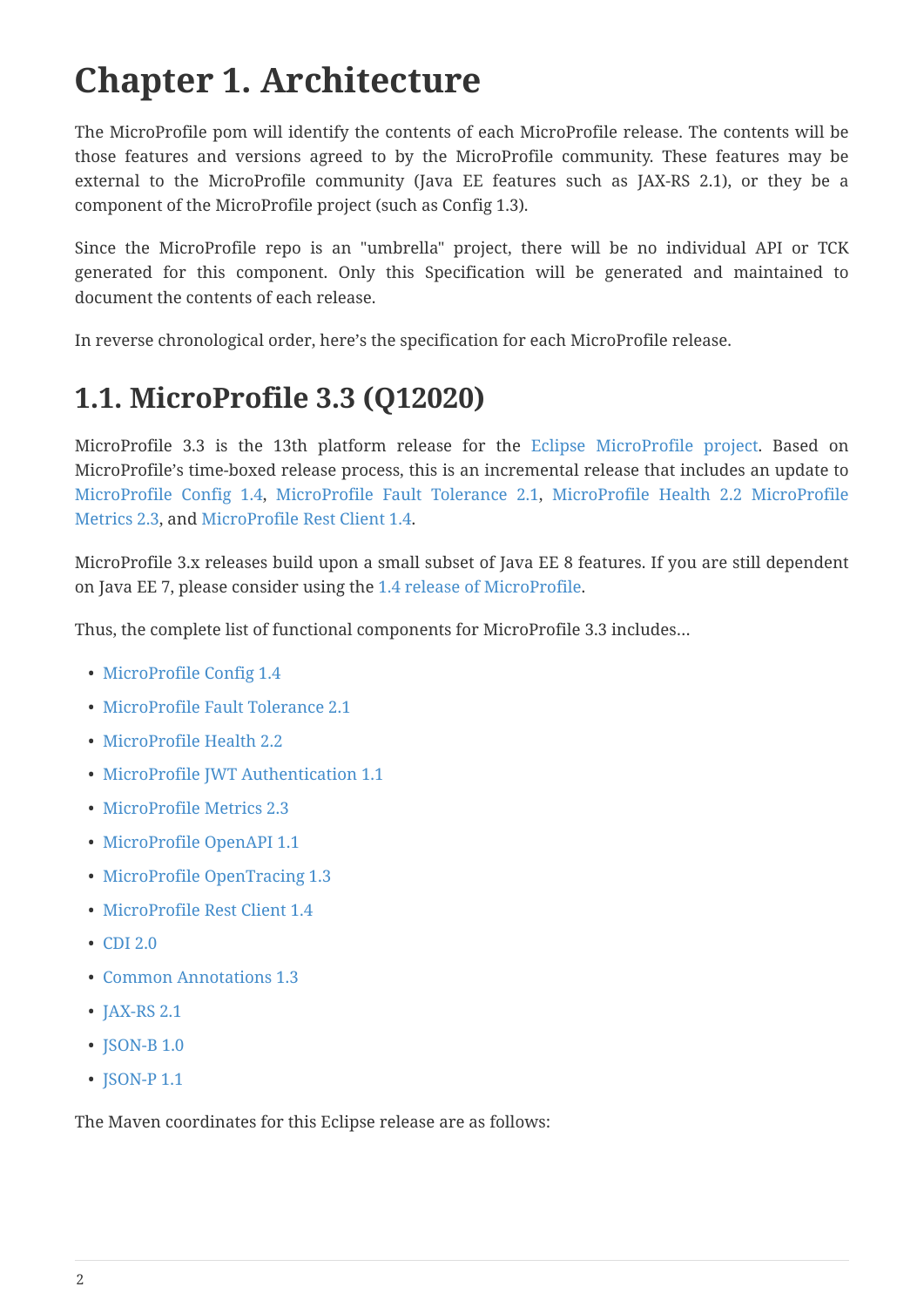# Chapter 1. Architecture

The MicroProfile pom will identify the contents of each MicroProfile release. The contents will be those features and versions agreed to by the MicroProfile community. These features may be external to the MicroProfile community (Java EE features such as JAX-RS 2.1), or they be a component of the MicroProfile project (such as Config 1.3).

Since the MicroProfile repo is an "umbrella" project, there will be no individual API or TCK generated for this component. Only this Specification will be generated and maintained to document the contents of each release.

In reverse chronological order, here's the specification for each MicroProfile release.

## 1.1. MicroProfile 3.3 (Q12020)

MicroProfile 3.3 is the 13th platform release for the Eclipse MicroProfile project. Based on MicroProfile's time-boxed release process, this is an incremental release that includes an update to MicroProfile Config 1.4, MicroProfile Fault Tolerance 2.1, MicroProfile Health 2.2 MicroProfile Metrics 2.3, and MicroProfile Rest Client 1.4.

MicroProfile 3.x releases build upon a small subset of Java EE 8 features. If you are still dependent on Java EE 7, please consider using the 1.4 release of MicroProfile.

Thus, the complete list of functional components for MicroProfile 3.3 includes…

- MicroProfile Config 1.4
- MicroProfile Fault Tolerance 2.1
- MicroProfile Health 2.2
- MicroProfile JWT Authentication 1.1
- MicroProfile Metrics 2.3
- MicroProfile OpenAPI 1.1
- MicroProfile OpenTracing 1.3
- MicroProfile Rest Client 1.4
- CDI 2.0
- Common Annotations 1.3
- JAX-RS 2.1
- JSON-B 1.0
- JSON-P 1.1

The Maven coordinates for this Eclipse release are as follows: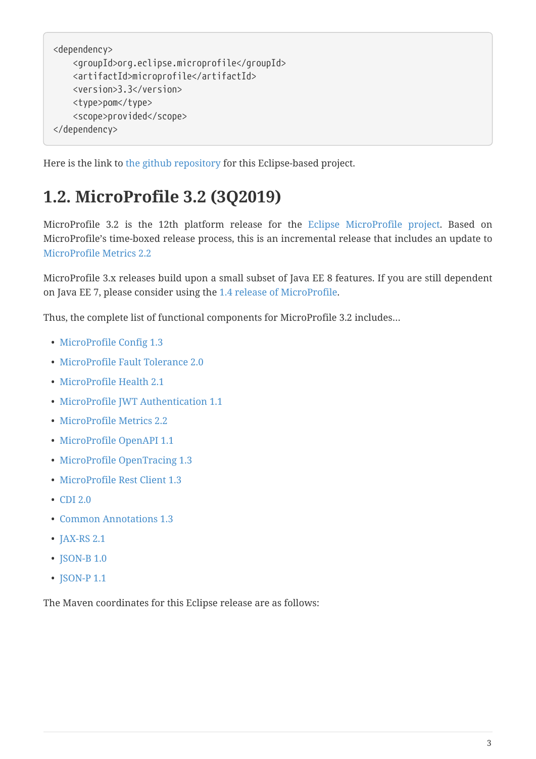```
<dependency>
    <groupId>org.eclipse.microprofile</groupId>
    <artifactId>microprofile</artifactId>
    <version>3.3</version>
    <type>pom</type>
    <scope>provided</scope>
</dependency>
```

Here is the link to the github repository for this Eclipse-based project.

## 1.2. MicroProfile 3.2 (3Q2019)

MicroProfile 3.2 is the 12th platform release for the Eclipse MicroProfile project. Based on MicroProfile's time-boxed release process, this is an incremental release that includes an update to MicroProfile Metrics 2.2

MicroProfile 3.x releases build upon a small subset of Java EE 8 features. If you are still dependent on Java EE 7, please consider using the 1.4 release of MicroProfile.

Thus, the complete list of functional components for MicroProfile 3.2 includes…

- MicroProfile Config 1.3
- MicroProfile Fault Tolerance 2.0
- MicroProfile Health 2.1
- MicroProfile JWT Authentication 1.1
- MicroProfile Metrics 2.2
- MicroProfile OpenAPI 1.1
- MicroProfile OpenTracing 1.3
- MicroProfile Rest Client 1.3
- CDI 2.0
- Common Annotations 1.3
- JAX-RS 2.1
- JSON-B 1.0
- JSON-P 1.1

The Maven coordinates for this Eclipse release are as follows: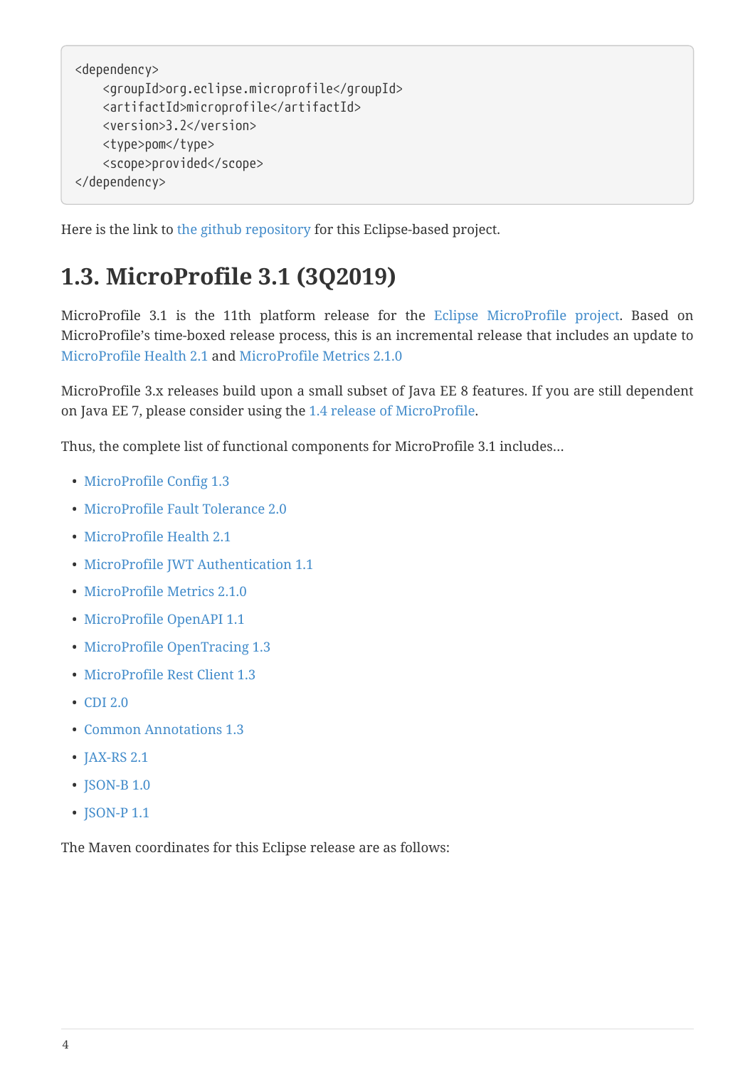```
<dependency>
    <groupId>org.eclipse.microprofile</groupId>
    <artifactId>microprofile</artifactId>
    <version>3.2</version>
    <type>pom</type>
    <scope>provided</scope>
</dependency>
```

Here is the link to the github repository for this Eclipse-based project.

## 1.3. MicroProfile 3.1 (3Q2019)

MicroProfile 3.1 is the 11th platform release for the Eclipse MicroProfile project. Based on MicroProfile's time-boxed release process, this is an incremental release that includes an update to MicroProfile Health 2.1 and MicroProfile Metrics 2.1.0

MicroProfile 3.x releases build upon a small subset of Java EE 8 features. If you are still dependent on Java EE 7, please consider using the 1.4 release of MicroProfile.

Thus, the complete list of functional components for MicroProfile 3.1 includes…

- MicroProfile Config 1.3
- MicroProfile Fault Tolerance 2.0
- MicroProfile Health 2.1
- MicroProfile JWT Authentication 1.1
- MicroProfile Metrics 2.1.0
- MicroProfile OpenAPI 1.1
- MicroProfile OpenTracing 1.3
- MicroProfile Rest Client 1.3
- CDI 2.0
- Common Annotations 1.3
- JAX-RS 2.1
- JSON-B 1.0
- JSON-P 1.1

The Maven coordinates for this Eclipse release are as follows: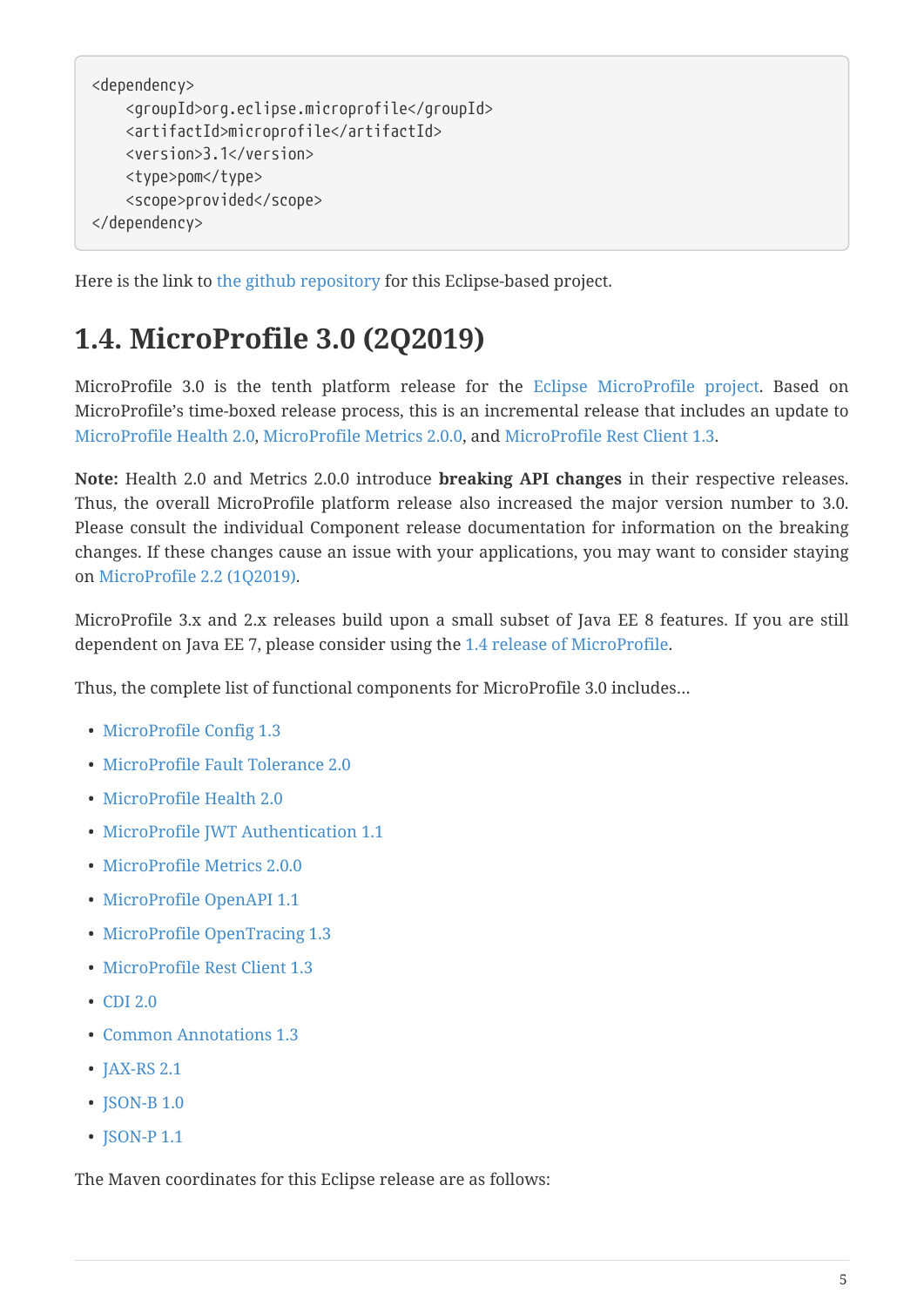```
<dependency>
    <groupId>org.eclipse.microprofile</groupId>
    <artifactId>microprofile</artifactId>
    <version>3.1</version>
    <type>pom</type>
    <scope>provided</scope>
</dependency>
```

Here is the link to the github repository for this Eclipse-based project.

## 1.4. MicroProfile 3.0 (2Q2019)

MicroProfile 3.0 is the tenth platform release for the Eclipse MicroProfile project. Based on MicroProfile's time-boxed release process, this is an incremental release that includes an update to MicroProfile Health 2.0, MicroProfile Metrics 2.0.0, and MicroProfile Rest Client 1.3.

**Note:** Health 2.0 and Metrics 2.0.0 introduce **breaking API changes** in their respective releases. Thus, the overall MicroProfile platform release also increased the major version number to 3.0. Please consult the individual Component release documentation for information on the breaking changes. If these changes cause an issue with your applications, you may want to consider staying on MicroProfile 2.2 (1Q2019).

MicroProfile 3.x and 2.x releases build upon a small subset of Java EE 8 features. If you are still dependent on Java EE 7, please consider using the 1.4 release of MicroProfile.

Thus, the complete list of functional components for MicroProfile 3.0 includes…

- MicroProfile Config 1.3
- MicroProfile Fault Tolerance 2.0
- MicroProfile Health 2.0
- MicroProfile JWT Authentication 1.1
- MicroProfile Metrics 2.0.0
- MicroProfile OpenAPI 1.1
- MicroProfile OpenTracing 1.3
- MicroProfile Rest Client 1.3
- CDI 2.0
- Common Annotations 1.3
- JAX-RS 2.1
- JSON-B 1.0
- JSON-P 1.1

The Maven coordinates for this Eclipse release are as follows: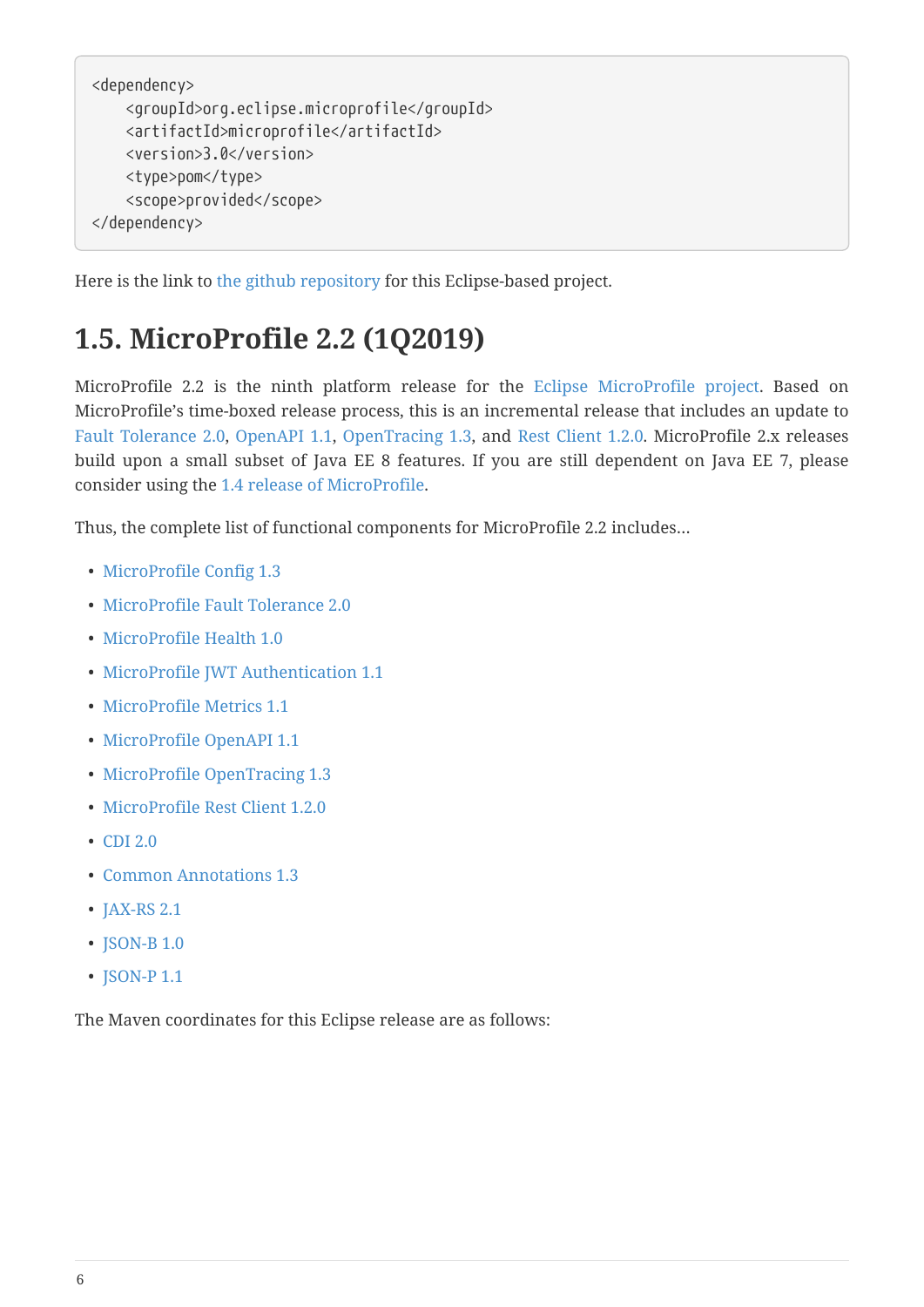```
<dependency>
    <groupId>org.eclipse.microprofile</groupId>
    <artifactId>microprofile</artifactId>
    <version>3.0</version>
    <type>pom</type>
    <scope>provided</scope>
</dependency>
```

Here is the link to the github repository for this Eclipse-based project.

## 1.5. MicroProfile 2.2 (1Q2019)

MicroProfile 2.2 is the ninth platform release for the Eclipse MicroProfile project. Based on MicroProfile's time-boxed release process, this is an incremental release that includes an update to Fault Tolerance 2.0, OpenAPI 1.1, OpenTracing 1.3, and Rest Client 1.2.0. MicroProfile 2.x releases build upon a small subset of Java EE 8 features. If you are still dependent on Java EE 7, please consider using the 1.4 release of MicroProfile.

Thus, the complete list of functional components for MicroProfile 2.2 includes…

- MicroProfile Config 1.3
- MicroProfile Fault Tolerance 2.0
- MicroProfile Health 1.0
- MicroProfile JWT Authentication 1.1
- MicroProfile Metrics 1.1
- MicroProfile OpenAPI 1.1
- MicroProfile OpenTracing 1.3
- MicroProfile Rest Client 1.2.0
- CDI 2.0
- Common Annotations 1.3
- JAX-RS 2.1
- JSON-B 1.0
- JSON-P 1.1

The Maven coordinates for this Eclipse release are as follows: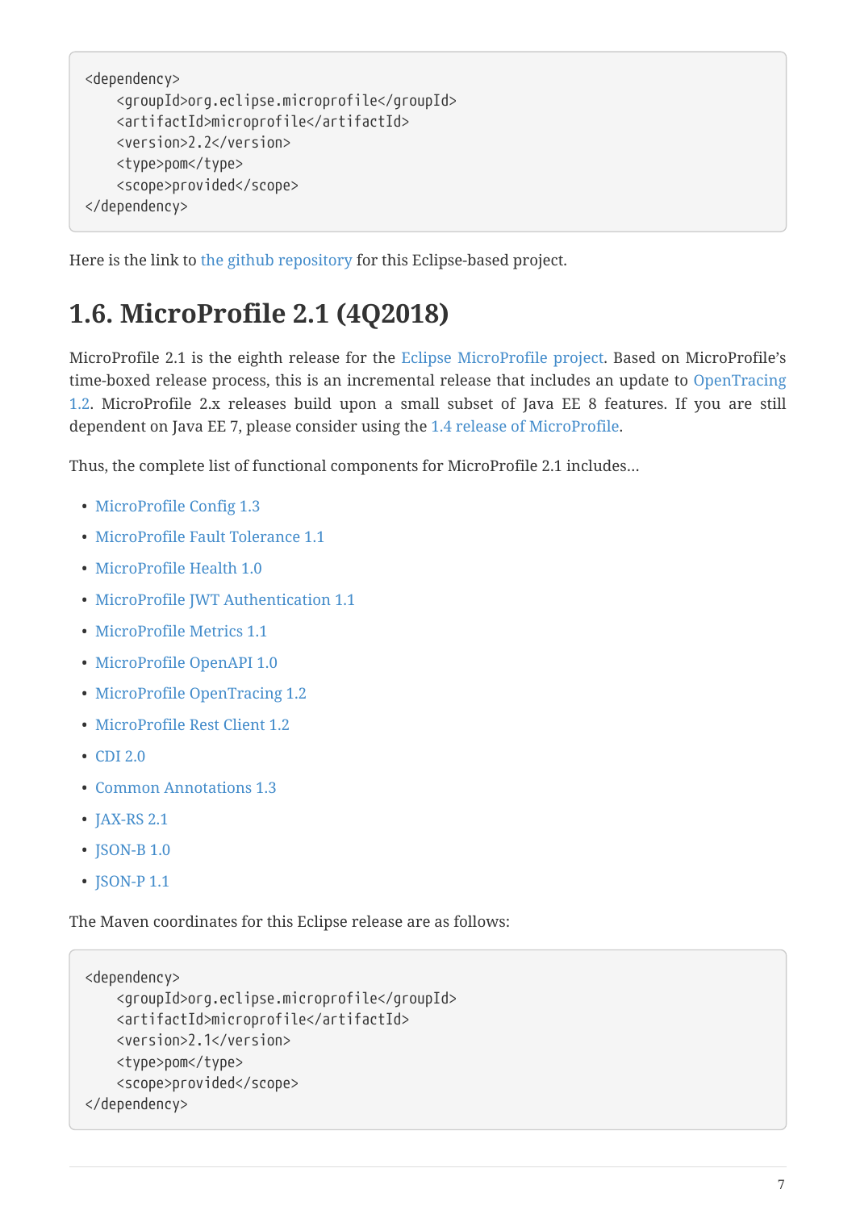```
<dependency>
    <groupId>org.eclipse.microprofile</groupId>
    <artifactId>microprofile</artifactId>
    <version>2.2</version>
    <type>pom</type>
    <scope>provided</scope>
</dependency>
```

Here is the link to the github repository for this Eclipse-based project.

## 1.6. MicroProfile 2.1 (4Q2018)

MicroProfile 2.1 is the eighth release for the Eclipse MicroProfile project. Based on MicroProfile's time-boxed release process, this is an incremental release that includes an update to OpenTracing 1.2. MicroProfile 2.x releases build upon a small subset of Java EE 8 features. If you are still dependent on Java EE 7, please consider using the 1.4 release of MicroProfile.

Thus, the complete list of functional components for MicroProfile 2.1 includes…

- MicroProfile Config 1.3
- MicroProfile Fault Tolerance 1.1
- MicroProfile Health 1.0
- MicroProfile JWT Authentication 1.1
- MicroProfile Metrics 1.1
- MicroProfile OpenAPI 1.0
- MicroProfile OpenTracing 1.2
- MicroProfile Rest Client 1.2
- CDI 2.0
- Common Annotations 1.3
- JAX-RS 2.1
- JSON-B 1.0
- JSON-P 1.1

The Maven coordinates for this Eclipse release are as follows:

```
<dependency>
    <groupId>org.eclipse.microprofile</groupId>
    <artifactId>microprofile</artifactId>
    <version>2.1</version>
    <type>pom</type>
    <scope>provided</scope>
</dependency>
```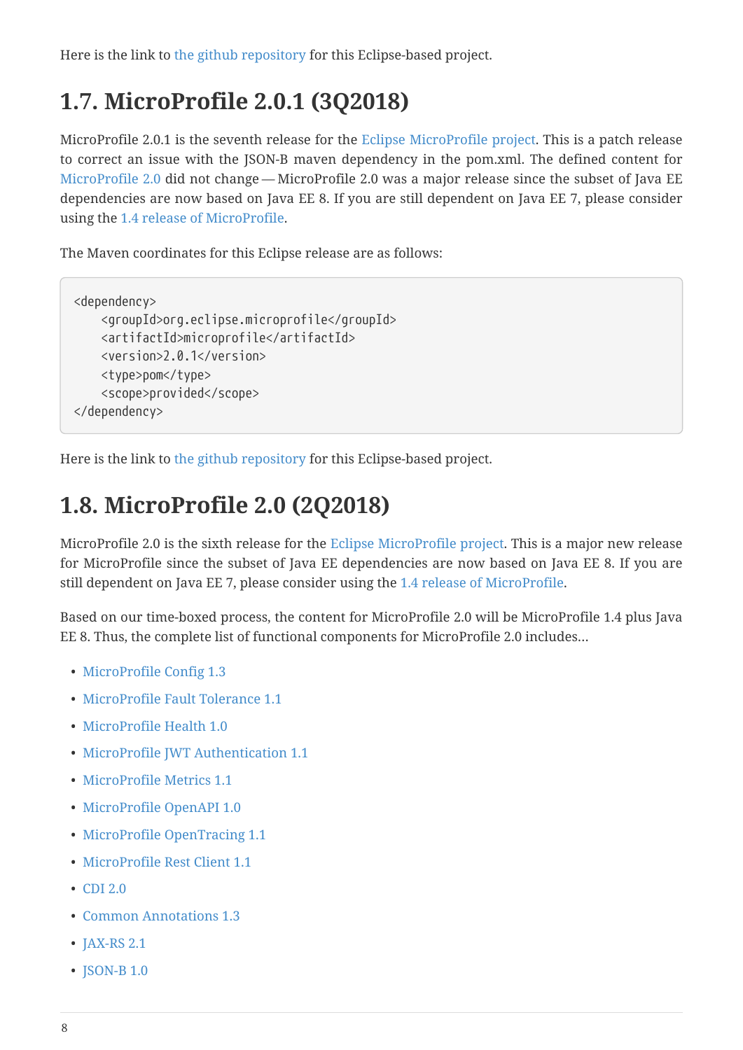Here is the link to the github repository for this Eclipse-based project.

## 1.7. MicroProfile 2.0.1 (3Q2018)

MicroProfile 2.0.1 is the seventh release for the Eclipse MicroProfile project. This is a patch release to correct an issue with the JSON-B maven dependency in the pom.xml. The defined content for MicroProfile 2.0 did not change — MicroProfile 2.0 was a major release since the subset of Java EE dependencies are now based on Java EE 8. If you are still dependent on Java EE 7, please consider using the 1.4 release of MicroProfile.

The Maven coordinates for this Eclipse release are as follows:

```
<dependency>
    <groupId>org.eclipse.microprofile</groupId>
    <artifactId>microprofile</artifactId>
    <version>2.0.1</version>
    <type>pom</type>
    <scope>provided</scope>
</dependency>
```

Here is the link to the github repository for this Eclipse-based project.

## 1.8. MicroProfile 2.0 (2Q2018)

MicroProfile 2.0 is the sixth release for the Eclipse MicroProfile project. This is a major new release for MicroProfile since the subset of Java EE dependencies are now based on Java EE 8. If you are still dependent on Java EE 7, please consider using the 1.4 release of MicroProfile.

Based on our time-boxed process, the content for MicroProfile 2.0 will be MicroProfile 1.4 plus Java EE 8. Thus, the complete list of functional components for MicroProfile 2.0 includes...

- MicroProfile Config 1.3
- MicroProfile Fault Tolerance 1.1
- MicroProfile Health 1.0
- MicroProfile JWT Authentication 1.1
- MicroProfile Metrics 1.1
- MicroProfile OpenAPI 1.0
- MicroProfile OpenTracing 1.1
- MicroProfile Rest Client 1.1
- CDI 2.0
- Common Annotations 1.3
- JAX-RS 2.1
- JSON-B 1.0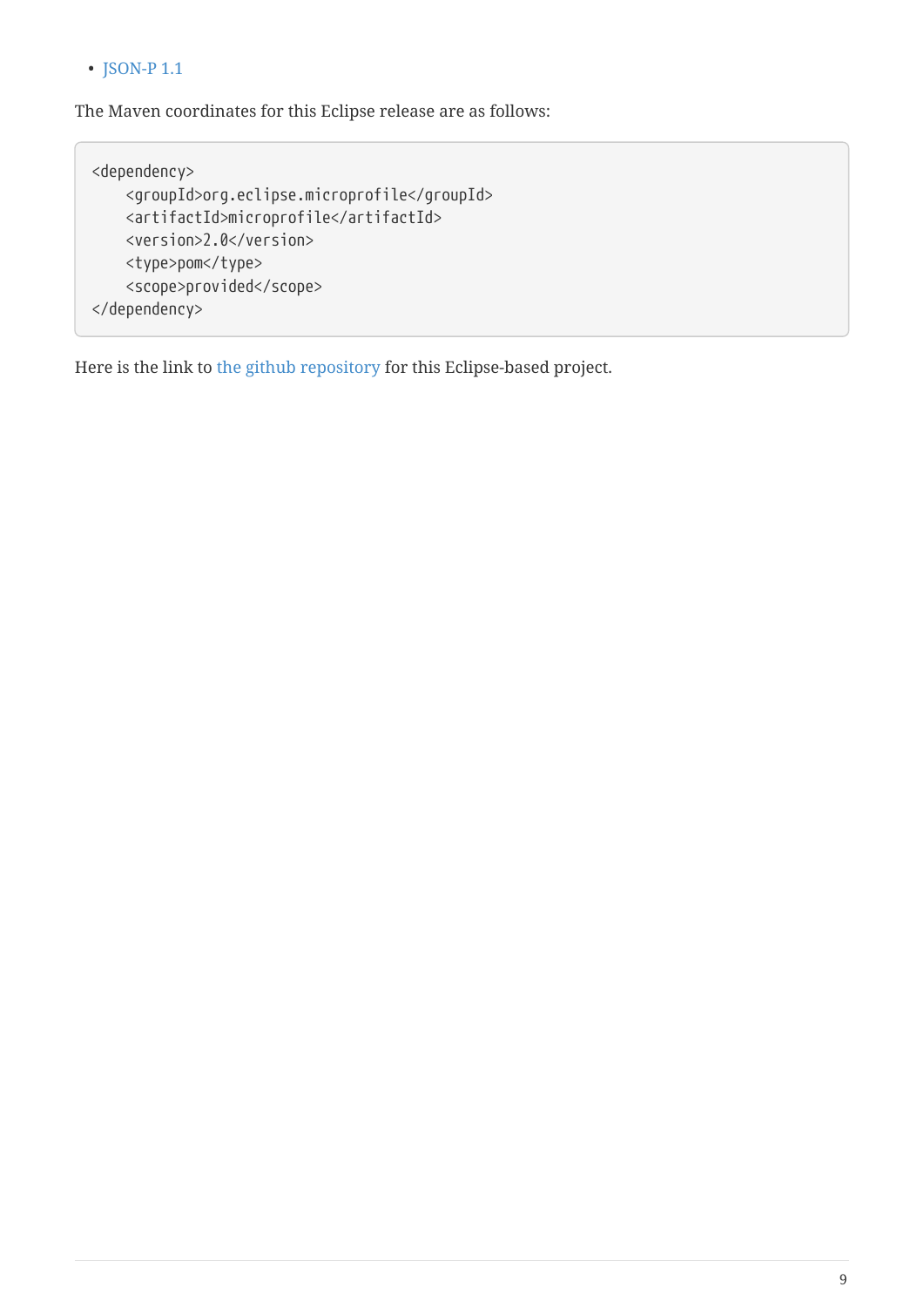- JSON-P 1.1

The Maven coordinates for this Eclipse release are as follows:

```
<dependency>
    <groupId>org.eclipse.microprofile</groupId>
    <artifactId>microprofile</artifactId>
    <version>2.0</version>
    <type>pom</type>
    <scope>provided</scope>
</dependency>
```

Here is the link to the github repository for this Eclipse-based project.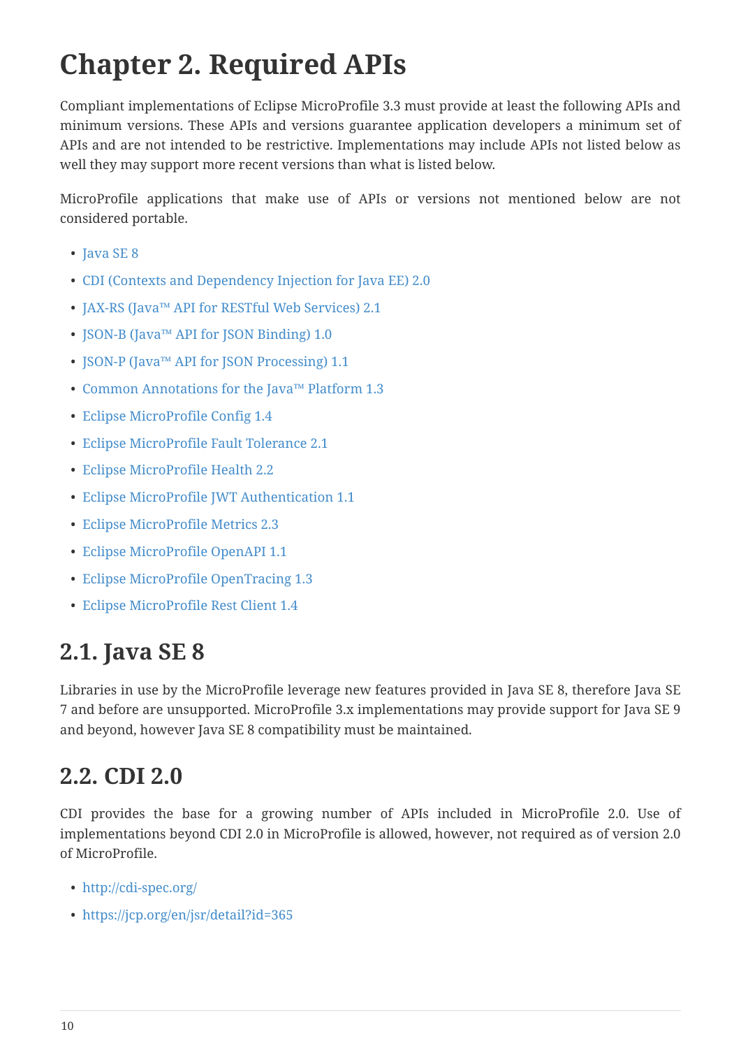# Chapter 2. Required APIs

Compliant implementations of Eclipse MicroProfile 3.3 must provide at least the following APIs and minimum versions. These APIs and versions guarantee application developers a minimum set of APIs and are not intended to be restrictive. Implementations may include APIs not listed below as well they may support more recent versions than what is listed below.

MicroProfile applications that make use of APIs or versions not mentioned below are not considered portable.

- Java SE 8
- CDI (Contexts and Dependency Injection for Java EE) 2.0
- JAX-RS (Java™ API for RESTful Web Services) 2.1
- JSON-B (Java™ API for JSON Binding) 1.0
- JSON-P (Java™ API for JSON Processing) 1.1
- Common Annotations for the Java™ Platform 1.3
- Eclipse MicroProfile Config 1.4
- Eclipse MicroProfile Fault Tolerance 2.1
- Eclipse MicroProfile Health 2.2
- Eclipse MicroProfile JWT Authentication 1.1
- Eclipse MicroProfile Metrics 2.3
- Eclipse MicroProfile OpenAPI 1.1
- Eclipse MicroProfile OpenTracing 1.3
- Eclipse MicroProfile Rest Client 1.4

## 2.1. Java SE 8

Libraries in use by the MicroProfile leverage new features provided in Java SE 8, therefore Java SE 7 and before are unsupported. MicroProfile 3.x implementations may provide support for Java SE 9 and beyond, however Java SE 8 compatibility must be maintained.

## 2.2. CDI 2.0

CDI provides the base for a growing number of APIs included in MicroProfile 2.0. Use of implementations beyond CDI 2.0 in MicroProfile is allowed, however, not required as of version 2.0 of MicroProfile.

- http://cdi-spec.org/
- https://jcp.org/en/jsr/detail?id=365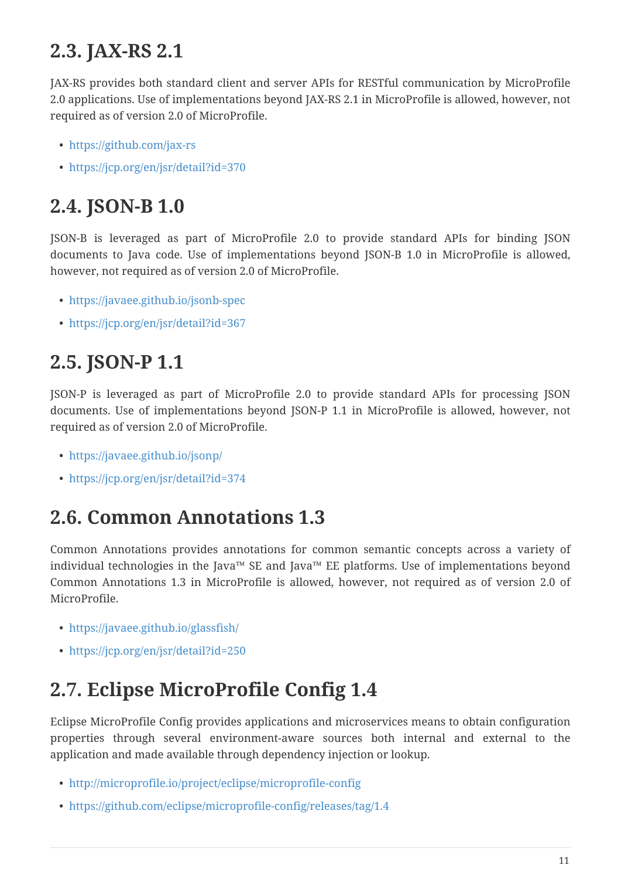## 2.3. JAX-RS 2.1

JAX-RS provides both standard client and server APIs for RESTful communication by MicroProfile 2.0 applications. Use of implementations beyond JAX-RS 2.1 in MicroProfile is allowed, however, not required as of version 2.0 of MicroProfile.

- https://github.com/jax-rs
- https://jcp.org/en/jsr/detail?id=370

## 2.4. JSON-B 1.0

JSON-B is leveraged as part of MicroProfile 2.0 to provide standard APIs for binding JSON documents to Java code. Use of implementations beyond JSON-B 1.0 in MicroProfile is allowed, however, not required as of version 2.0 of MicroProfile.

- https://javaee.github.io/jsonb-spec
- https://jcp.org/en/jsr/detail?id=367

## 2.5. JSON-P 1.1

JSON-P is leveraged as part of MicroProfile 2.0 to provide standard APIs for processing JSON documents. Use of implementations beyond JSON-P 1.1 in MicroProfile is allowed, however, not required as of version 2.0 of MicroProfile.

- https://javaee.github.io/jsonp/
- https://jcp.org/en/jsr/detail?id=374

## 2.6. Common Annotations 1.3

Common Annotations provides annotations for common semantic concepts across a variety of individual technologies in the Java™ SE and Java™ EE platforms. Use of implementations beyond Common Annotations 1.3 in MicroProfile is allowed, however, not required as of version 2.0 of MicroProfile.

- https://javaee.github.io/glassfish/
- https://jcp.org/en/jsr/detail?id=250

## 2.7. Eclipse MicroProfile Config 1.4

Eclipse MicroProfile Config provides applications and microservices means to obtain configuration properties through several environment-aware sources both internal and external to the application and made available through dependency injection or lookup.

- http://microprofile.io/project/eclipse/microprofile-config
- https://github.com/eclipse/microprofile-config/releases/tag/1.4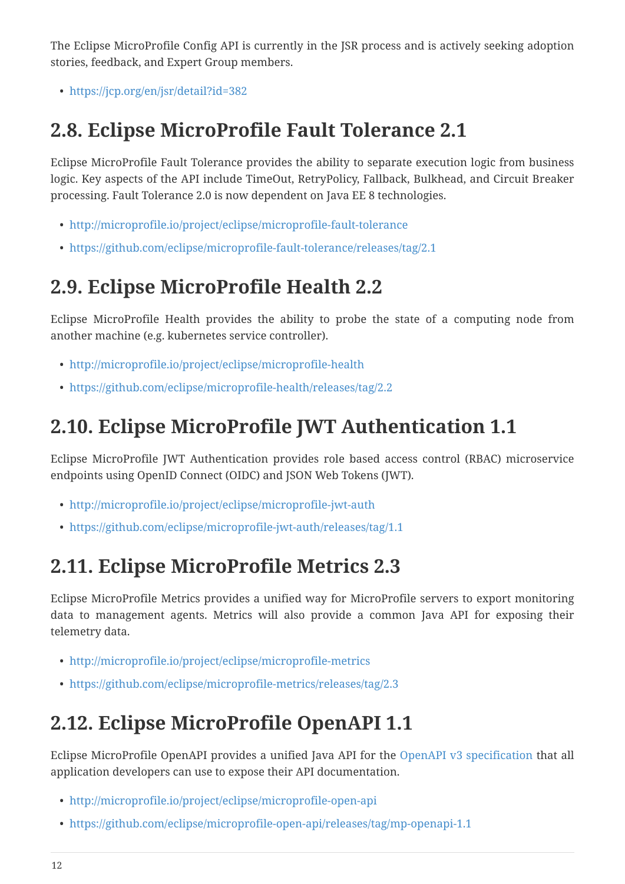The Eclipse MicroProfile Config API is currently in the JSR process and is actively seeking adoption stories, feedback, and Expert Group members.

- https://jcp.org/en/jsr/detail?id=382

## 2.8. Eclipse MicroProfile Fault Tolerance 2.1

Eclipse MicroProfile Fault Tolerance provides the ability to separate execution logic from business logic. Key aspects of the API include TimeOut, RetryPolicy, Fallback, Bulkhead, and Circuit Breaker processing. Fault Tolerance 2.0 is now dependent on Java EE 8 technologies.

- http://microprofile.io/project/eclipse/microprofile-fault-tolerance
- https://github.com/eclipse/microprofile-fault-tolerance/releases/tag/2.1

## 2.9. Eclipse MicroProfile Health 2.2

Eclipse MicroProfile Health provides the ability to probe the state of a computing node from another machine (e.g. kubernetes service controller).

- http://microprofile.io/project/eclipse/microprofile-health
- https://github.com/eclipse/microprofile-health/releases/tag/2.2

## 2.10. Eclipse MicroProfile JWT Authentication 1.1

Eclipse MicroProfile JWT Authentication provides role based access control (RBAC) microservice endpoints using OpenID Connect (OIDC) and JSON Web Tokens (JWT).

- http://microprofile.io/project/eclipse/microprofile-jwt-auth
- https://github.com/eclipse/microprofile-jwt-auth/releases/tag/1.1

## 2.11. Eclipse MicroProfile Metrics 2.3

Eclipse MicroProfile Metrics provides a unified way for MicroProfile servers to export monitoring data to management agents. Metrics will also provide a common Java API for exposing their telemetry data.

- http://microprofile.io/project/eclipse/microprofile-metrics
- https://github.com/eclipse/microprofile-metrics/releases/tag/2.3

## 2.12. Eclipse MicroProfile OpenAPI 1.1

Eclipse MicroProfile OpenAPI provides a unified Java API for the OpenAPI v3 specification that all application developers can use to expose their API documentation.

- http://microprofile.io/project/eclipse/microprofile-open-api
- https://github.com/eclipse/microprofile-open-api/releases/tag/mp-openapi-1.1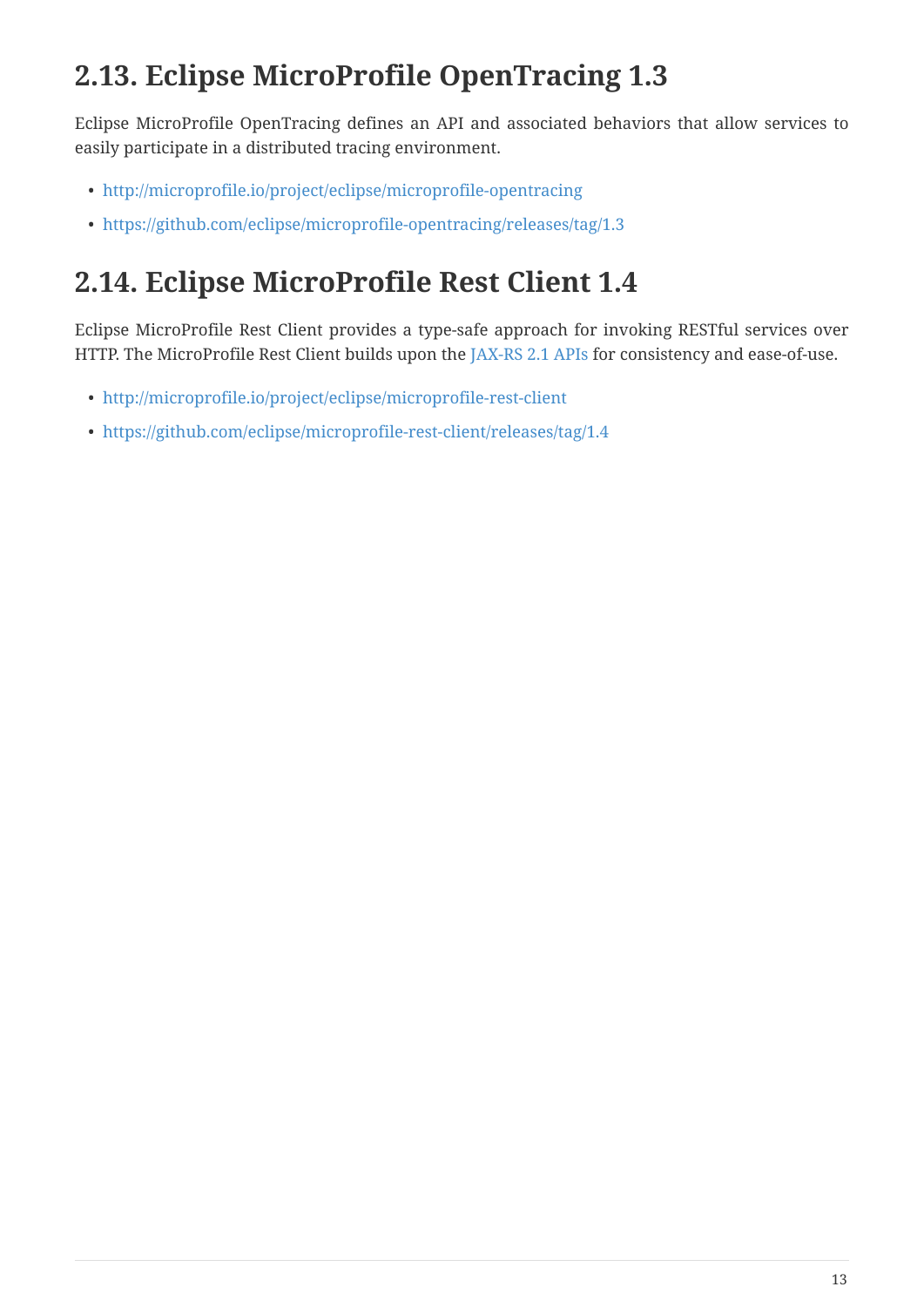## 2.13. Eclipse MicroProfile OpenTracing 1.3

Eclipse MicroProfile OpenTracing defines an API and associated behaviors that allow services to easily participate in a distributed tracing environment.

- http://microprofile.io/project/eclipse/microprofile-opentracing
- https://github.com/eclipse/microprofile-opentracing/releases/tag/1.3

## 2.14. Eclipse MicroProfile Rest Client 1.4

Eclipse MicroProfile Rest Client provides a type-safe approach for invoking RESTful services over HTTP. The MicroProfile Rest Client builds upon the JAX-RS 2.1 APIs for consistency and ease-of-use.

- http://microprofile.io/project/eclipse/microprofile-rest-client
- https://github.com/eclipse/microprofile-rest-client/releases/tag/1.4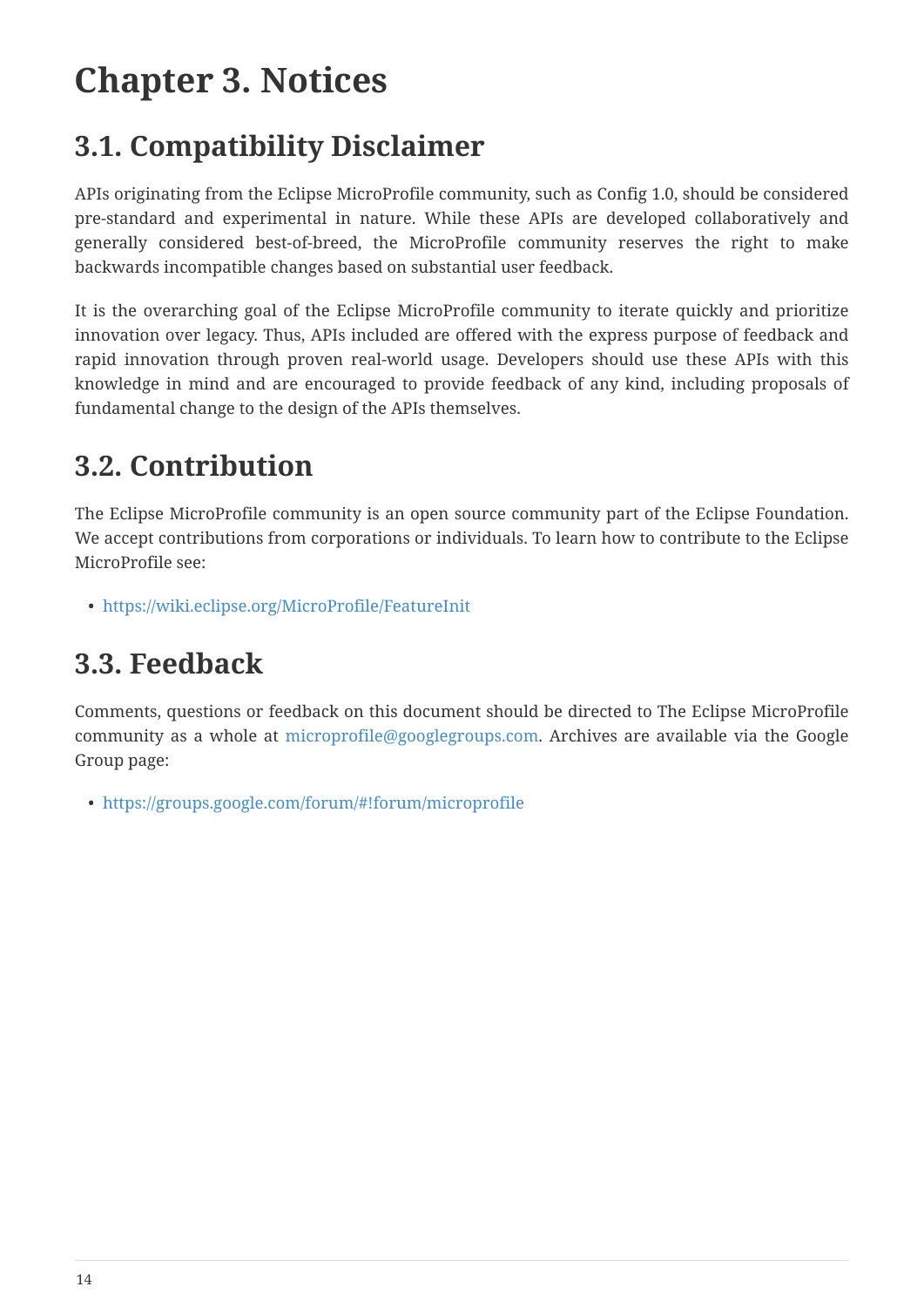# Chapter 3. Notices

## 3.1. Compatibility Disclaimer

APIs originating from the Eclipse MicroProfile community, such as Config 1.0, should be considered pre-standard and experimental in nature. While these APIs are developed collaboratively and generally considered best-of-breed, the MicroProfile community reserves the right to make backwards incompatible changes based on substantial user feedback.

It is the overarching goal of the Eclipse MicroProfile community to iterate quickly and prioritize innovation over legacy. Thus, APIs included are offered with the express purpose of feedback and rapid innovation through proven real-world usage. Developers should use these APIs with this knowledge in mind and are encouraged to provide feedback of any kind, including proposals of fundamental change to the design of the APIs themselves.

## 3.2. Contribution

The Eclipse MicroProfile community is an open source community part of the Eclipse Foundation. We accept contributions from corporations or individuals. To learn how to contribute to the Eclipse MicroProfile see:

- https://wiki.eclipse.org/MicroProfile/FeatureInit

## 3.3. Feedback

Comments, questions or feedback on this document should be directed to The Eclipse MicroProfile community as a whole at microprofile@googlegroups.com. Archives are available via the Google Group page:

- https://groups.google.com/forum/#!forum/microprofile